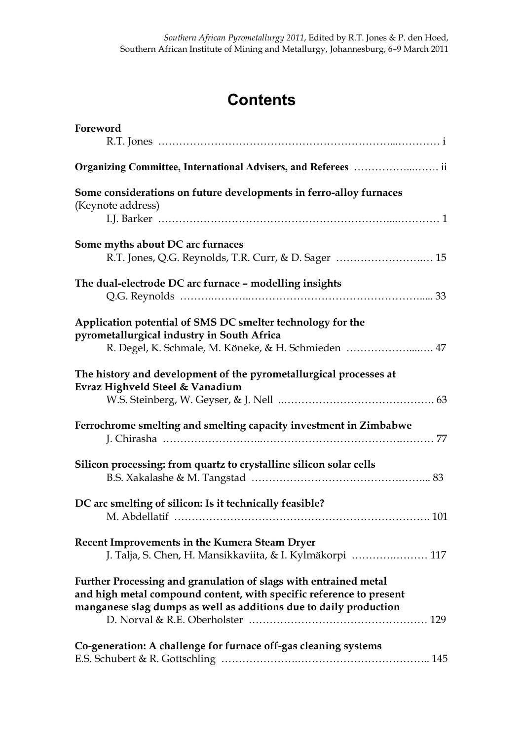*Southern African Pyrometallurgy 2011*, Edited by R.T. Jones & P. den Hoed, Southern African Institute of Mining and Metallurgy, Johannesburg, 6–9 March 2011

# Contents

**Foreword**
R.T. Jones ............ i

**Organizing Committee, International Advisers, and Referees** ............ ii

**Some considerations on future developments in ferro-alloy furnaces**
(Keynote address)
I.J. Barker ............ 1

**Some myths about DC arc furnaces**
R.T. Jones, Q.G. Reynolds, T.R. Curr, & D. Sager ............ 15

**The dual-electrode DC arc furnace – modelling insights**
Q.G. Reynolds ............ 33

**Application potential of SMS DC smelter technology for the pyrometallurgical industry in South Africa**
R. Degel, K. Schmale, M. Köneke, & H. Schmieden ............ 47

**The history and development of the pyrometallurgical processes at Evraz Highveld Steel & Vanadium**
W.S. Steinberg, W. Geyser, & J. Nell ............ 63

**Ferrochrome smelting and smelting capacity investment in Zimbabwe**
J. Chirasha ............ 77

**Silicon processing: from quartz to crystalline silicon solar cells**
B.S. Xakalashe & M. Tangstad ............ 83

**DC arc smelting of silicon: Is it technically feasible?**
M. Abdellatif ............ 101

**Recent Improvements in the Kumera Steam Dryer**
J. Talja, S. Chen, H. Mansikkaviita, & I. Kylmäkorpi ............ 117

**Further Processing and granulation of slags with entrained metal and high metal compound content, with specific reference to present manganese slag dumps as well as additions due to daily production**
D. Norval & R.E. Oberholster ............ 129

**Co-generation: A challenge for furnace off-gas cleaning systems**
E.S. Schubert & R. Gottschling ............ 145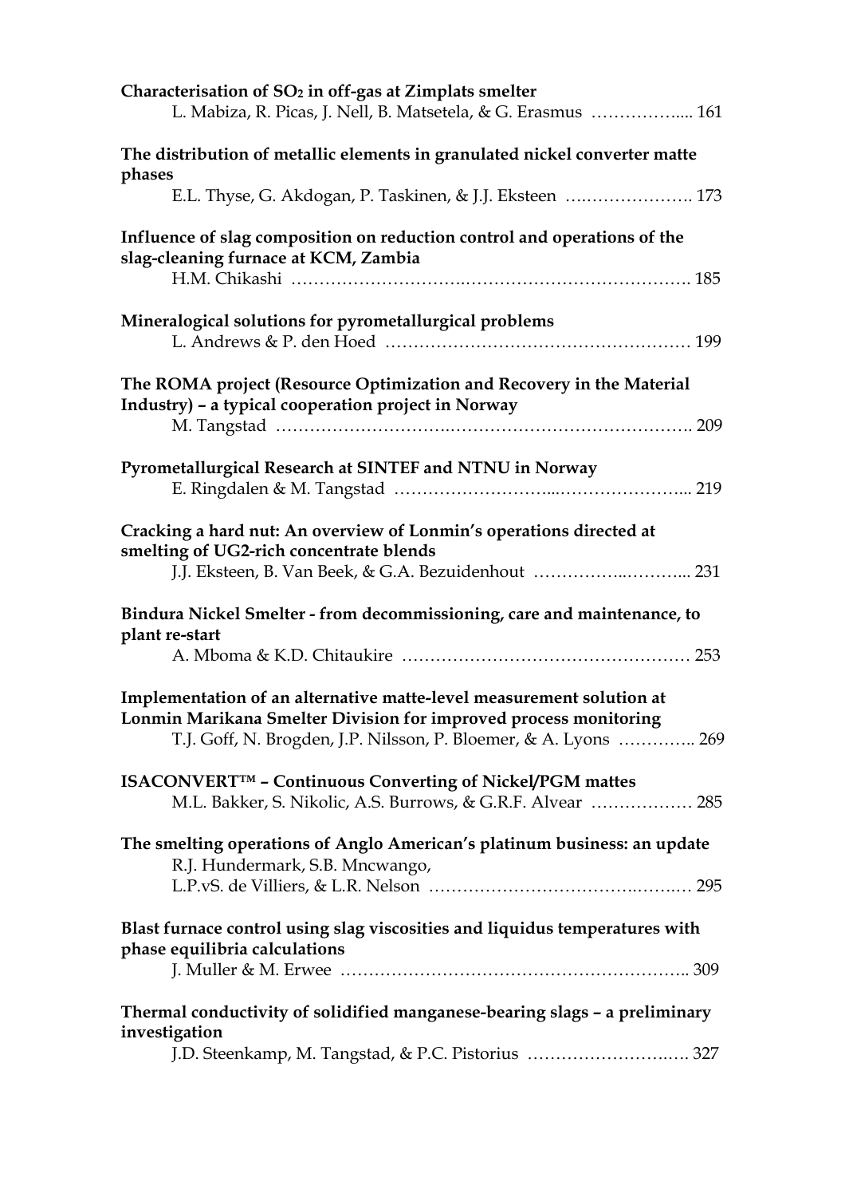**Characterisation of $SO_2$ in off-gas at Zimplats smelter**
L. Mabiza, R. Picas, J. Nell, B. Matsetela, & G. Erasmus …………….... 161

**The distribution of metallic elements in granulated nickel converter matte phases**
E.L. Thyse, G. Akdogan, P. Taskinen, & J.J. Eksteen ….………………. 173

**Influence of slag composition on reduction control and operations of the slag-cleaning furnace at KCM, Zambia**
H.M. Chikashi ……………………….…………………………………. 185

**Mineralogical solutions for pyrometallurgical problems**
L. Andrews & P. den Hoed ……………………………………………… 199

**The ROMA project (Resource Optimization and Recovery in the Material Industry) – a typical cooperation project in Norway**
M. Tangstad ……………………….……………………………………. 209

**Pyrometallurgical Research at SINTEF and NTNU in Norway**
E. Ringdalen & M. Tangstad ……………………...…………………... 219

**Cracking a hard nut: An overview of Lonmin's operations directed at smelting of UG2-rich concentrate blends**
J.J. Eksteen, B. Van Beek, & G.A. Bezuidenhout ……………..………... 231

**Bindura Nickel Smelter - from decommissioning, care and maintenance, to plant re-start**
A. Mboma & K.D. Chitaukire …………………………………………… 253

**Implementation of an alternative matte-level measurement solution at Lonmin Marikana Smelter Division for improved process monitoring**
T.J. Goff, N. Brogden, J.P. Nilsson, P. Bloemer, & A. Lyons ………….. 269

**ISACONVERT™ – Continuous Converting of Nickel/PGM mattes**
M.L. Bakker, S. Nikolic, A.S. Burrows, & G.R.F. Alvear ……………… 285

**The smelting operations of Anglo American's platinum business: an update**
R.J. Hundermark, S.B. Mncwango,
L.P.vS. de Villiers, & L.R. Nelson ……………………………….…….… 295

**Blast furnace control using slag viscosities and liquidus temperatures with phase equilibria calculations**
J. Muller & M. Erwee …………………………………………………….. 309

**Thermal conductivity of solidified manganese-bearing slags – a preliminary investigation**
J.D. Steenkamp, M. Tangstad, & P.C. Pistorius ……………………..…. 327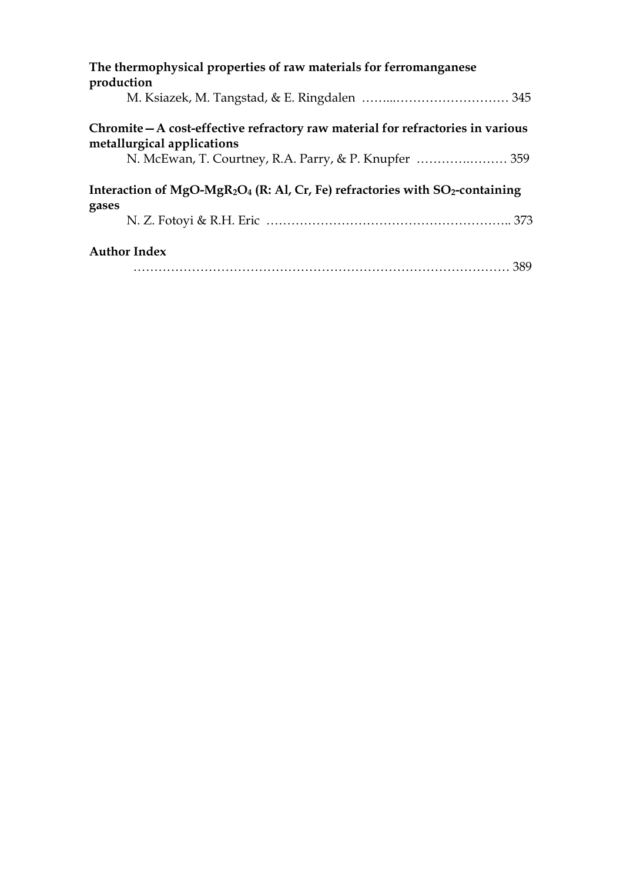**The thermophysical properties of raw materials for ferromanganese production**

M. Ksiazek, M. Tangstad, & E. Ringdalen ……..……………………… 345

**Chromite—A cost-effective refractory raw material for refractories in various metallurgical applications**

N. McEwan, T. Courtney, R.A. Parry, & P. Knupfer ………….……… 359

**Interaction of $MgO$-$MgR_2O_4$ (R: Al, Cr, Fe) refractories with $SO_2$-containing gases**

N. Z. Fotoyi & R.H. Eric ……………………………………………….. 373

**Author Index**

……………………………………………………………………………… 389